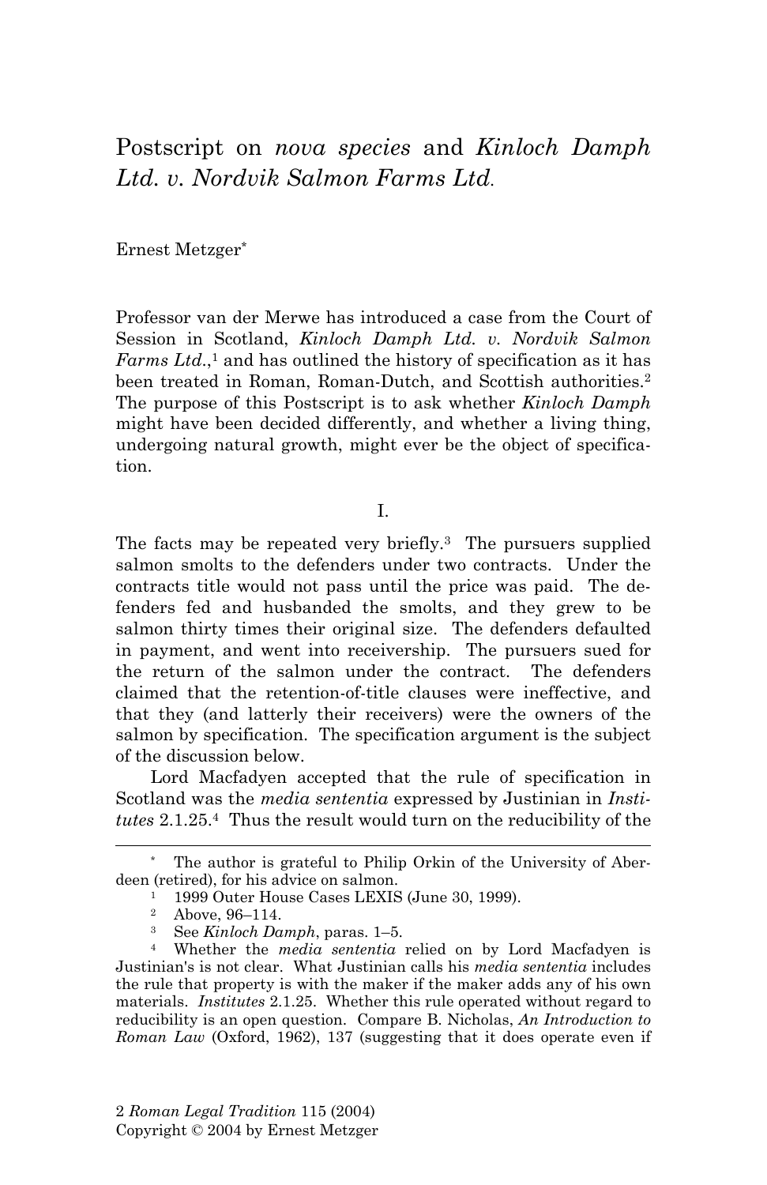# Postscript on *nova species* and *Kinloch Damph Ltd. v. Nordvik Salmon Farms Ltd.*

Ernest Metzger*

Professor van der Merwe has introduced a case from the Court of Session in Scotland, *Kinloch Damph Ltd. v. Nordvik Salmon Farms Ltd.*,[1] and has outlined the history of specification as it has been treated in Roman, Roman-Dutch, and Scottish authorities.[2] The purpose of this Postscript is to ask whether *Kinloch Damph* might have been decided differently, and whether a living thing, undergoing natural growth, might ever be the object of specification.

## I.

The facts may be repeated very briefly.[3] The pursuers supplied salmon smolts to the defenders under two contracts. Under the contracts title would not pass until the price was paid. The defenders fed and husbanded the smolts, and they grew to be salmon thirty times their original size. The defenders defaulted in payment, and went into receivership. The pursuers sued for the return of the salmon under the contract. The defenders claimed that the retention-of-title clauses were ineffective, and that they (and latterly their receivers) were the owners of the salmon by specification. The specification argument is the subject of the discussion below.

Lord Macfadyen accepted that the rule of specification in Scotland was the *media sententia* expressed by Justinian in *Institutes* 2.1.25.[4] Thus the result would turn on the reducibility of the

---

\* The author is grateful to Philip Orkin of the University of Aberdeen (retired), for his advice on salmon.

[1] 1999 Outer House Cases LEXIS (June 30, 1999).

[2] Above, 96–114.

[3] See *Kinloch Damph*, paras. 1–5.

[4] Whether the *media sententia* relied on by Lord Macfadyen is Justinian's is not clear. What Justinian calls his *media sententia* includes the rule that property is with the maker if the maker adds any of his own materials. *Institutes* 2.1.25. Whether this rule operated without regard to reducibility is an open question. Compare B. Nicholas, *An Introduction to Roman Law* (Oxford, 1962), 137 (suggesting that it does operate even if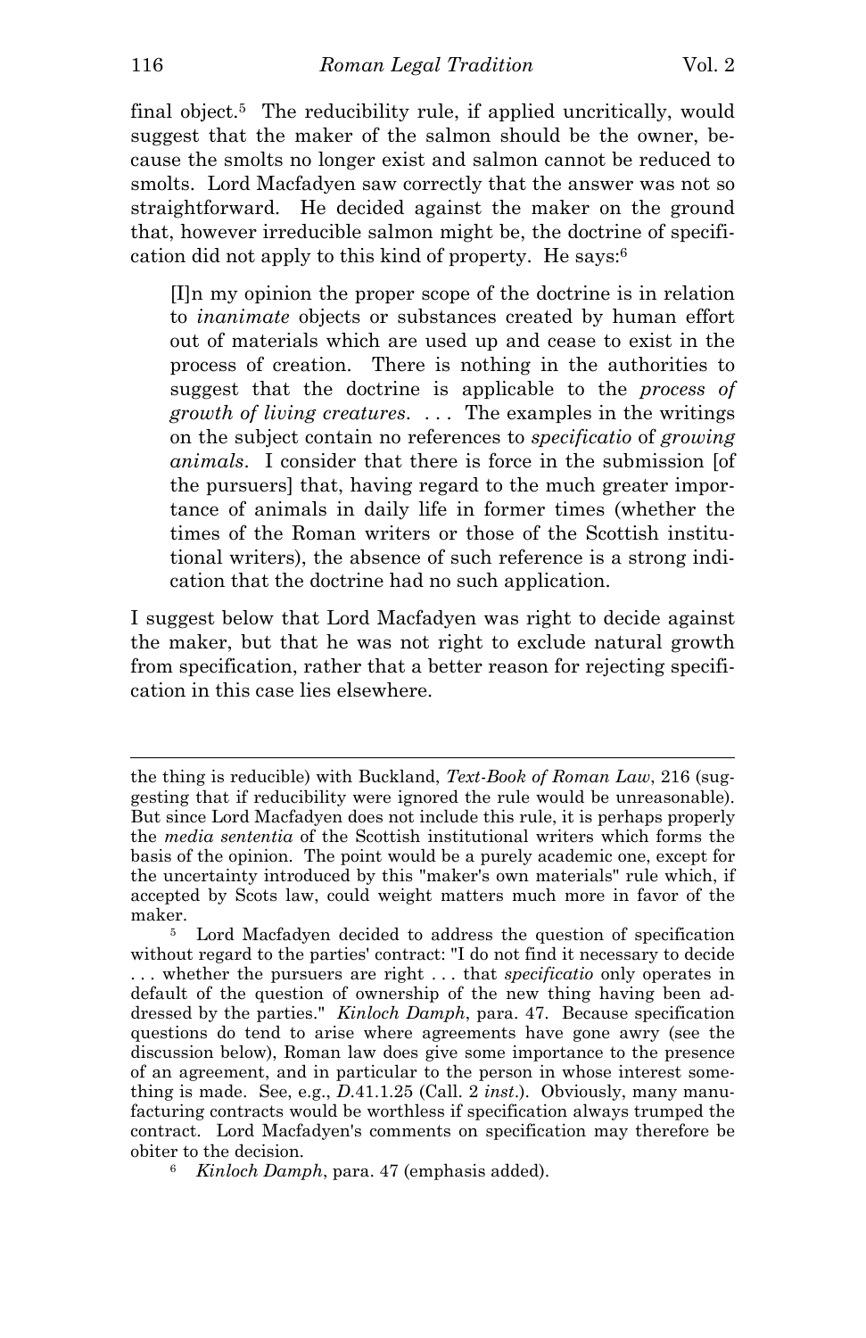final object.[5] The reducibility rule, if applied uncritically, would suggest that the maker of the salmon should be the owner, because the smolts no longer exist and salmon cannot be reduced to smolts. Lord Macfadyen saw correctly that the answer was not so straightforward. He decided against the maker on the ground that, however irreducible salmon might be, the doctrine of specification did not apply to this kind of property. He says:[6]

> [I]n my opinion the proper scope of the doctrine is in relation to *inanimate* objects or substances created by human effort out of materials which are used up and cease to exist in the process of creation. There is nothing in the authorities to suggest that the doctrine is applicable to the *process of growth of living creatures*. . . . The examples in the writings on the subject contain no references to *specificatio* of *growing animals*. I consider that there is force in the submission [of the pursuers] that, having regard to the much greater importance of animals in daily life in former times (whether the times of the Roman writers or those of the Scottish institutional writers), the absence of such reference is a strong indication that the doctrine had no such application.

I suggest below that Lord Macfadyen was right to decide against the maker, but that he was not right to exclude natural growth from specification, rather that a better reason for rejecting specification in this case lies elsewhere.

---

the thing is reducible) with Buckland, *Text-Book of Roman Law*, 216 (suggesting that if reducibility were ignored the rule would be unreasonable). But since Lord Macfadyen does not include this rule, it is perhaps properly the *media sententia* of the Scottish institutional writers which forms the basis of the opinion. The point would be a purely academic one, except for the uncertainty introduced by this "maker's own materials" rule which, if accepted by Scots law, could weight matters much more in favor of the maker.

[5] Lord Macfadyen decided to address the question of specification without regard to the parties' contract: "I do not find it necessary to decide . . . whether the pursuers are right . . . that *specificatio* only operates in default of the question of ownership of the new thing having been addressed by the parties." *Kinloch Damph*, para. 47. Because specification questions do tend to arise where agreements have gone awry (see the discussion below), Roman law does give some importance to the presence of an agreement, and in particular to the person in whose interest something is made. See, e.g., *D.*41.1.25 (Call. 2 *inst.*). Obviously, many manufacturing contracts would be worthless if specification always trumped the contract. Lord Macfadyen's comments on specification may therefore be obiter to the decision.

[6] *Kinloch Damph*, para. 47 (emphasis added).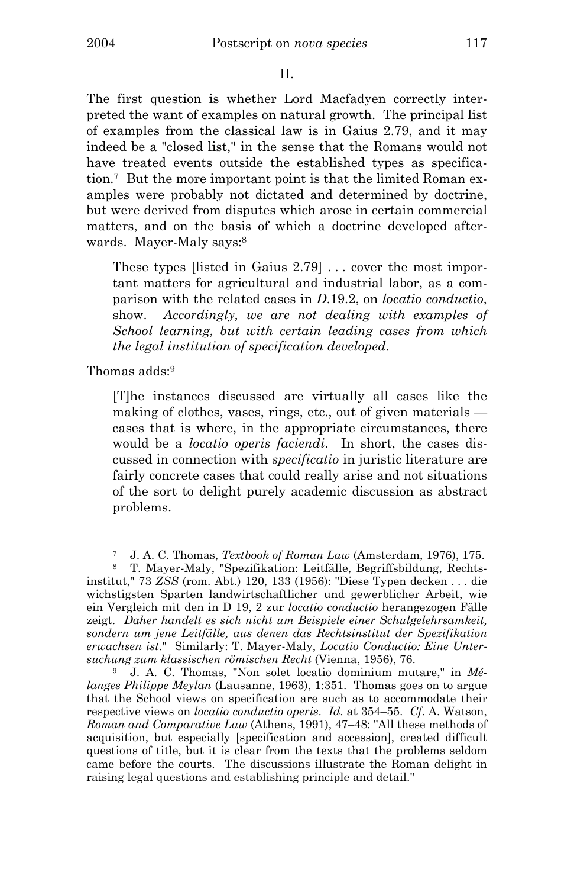## II.

The first question is whether Lord Macfadyen correctly interpreted the want of examples on natural growth. The principal list of examples from the classical law is in Gaius 2.79, and it may indeed be a "closed list," in the sense that the Romans would not have treated events outside the established types as specification.[7] But the more important point is that the limited Roman examples were probably not dictated and determined by doctrine, but were derived from disputes which arose in certain commercial matters, and on the basis of which a doctrine developed afterwards. Mayer-Maly says:[8]

> These types [listed in Gaius 2.79] . . . cover the most important matters for agricultural and industrial labor, as a comparison with the related cases in *D*.19.2, on *locatio conductio*, show. *Accordingly, we are not dealing with examples of School learning, but with certain leading cases from which the legal institution of specification developed*.

Thomas adds:[9]

> [T]he instances discussed are virtually all cases like the making of clothes, vases, rings, etc., out of given materials — cases that is where, in the appropriate circumstances, there would be a *locatio operis faciendi*. In short, the cases discussed in connection with *specificatio* in juristic literature are fairly concrete cases that could really arise and not situations of the sort to delight purely academic discussion as abstract problems.

---

[7] J. A. C. Thomas, *Textbook of Roman Law* (Amsterdam, 1976), 175.

[8] T. Mayer-Maly, "Spezifikation: Leitfälle, Begriffsbildung, Rechtsinstitut," 73 *ZSS* (rom. Abt.) 120, 133 (1956): "Diese Typen decken . . . die wichstigsten Sparten landwirtschaftlicher und gewerblicher Arbeit, wie ein Vergleich mit den in D 19, 2 zur *locatio conductio* herangezogen Fälle zeigt. *Daher handelt es sich nicht um Beispiele einer Schulgelehrsamkeit, sondern um jene Leitfälle, aus denen das Rechtsinstitut der Spezifikation erwachsen ist*." Similarly: T. Mayer-Maly, *Locatio Conductio: Eine Untersuchung zum klassischen römischen Recht* (Vienna, 1956), 76.

[9] J. A. C. Thomas, "Non solet locatio dominium mutare," in *Mélanges Philippe Meylan* (Lausanne, 1963), 1:351. Thomas goes on to argue that the School views on specification are such as to accommodate their respective views on *locatio conductio operis*. *Id*. at 354–55. *Cf*. A. Watson, *Roman and Comparative Law* (Athens, 1991), 47–48: "All these methods of acquisition, but especially [specification and accession], created difficult questions of title, but it is clear from the texts that the problems seldom came before the courts. The discussions illustrate the Roman delight in raising legal questions and establishing principle and detail."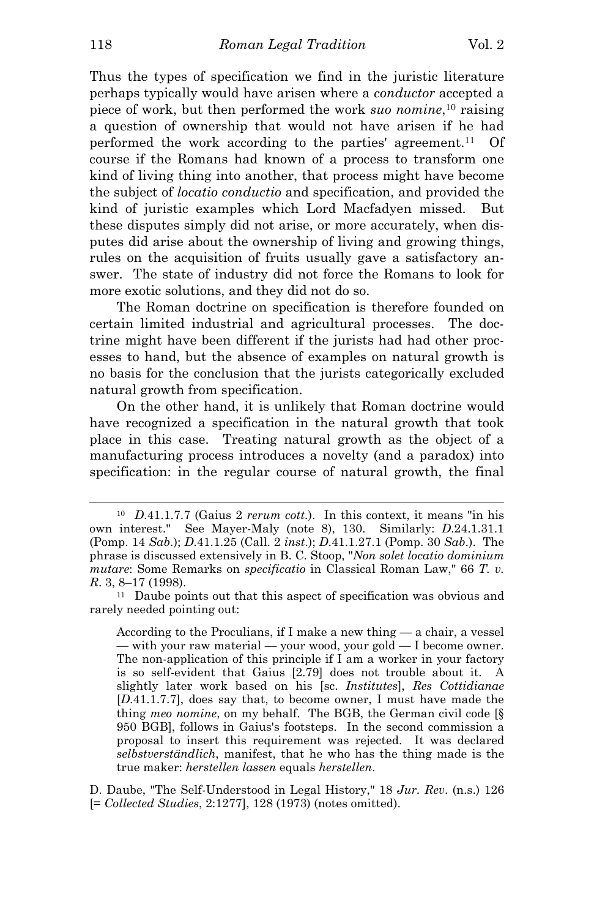Thus the types of specification we find in the juristic literature perhaps typically would have arisen where a *conductor* accepted a piece of work, but then performed the work *suo nomine*,[10] raising a question of ownership that would not have arisen if he had performed the work according to the parties' agreement.[11] Of course if the Romans had known of a process to transform one kind of living thing into another, that process might have become the subject of *locatio conductio* and specification, and provided the kind of juristic examples which Lord Macfadyen missed. But these disputes simply did not arise, or more accurately, when disputes did arise about the ownership of living and growing things, rules on the acquisition of fruits usually gave a satisfactory answer. The state of industry did not force the Romans to look for more exotic solutions, and they did not do so.

The Roman doctrine on specification is therefore founded on certain limited industrial and agricultural processes. The doctrine might have been different if the jurists had had other processes to hand, but the absence of examples on natural growth is no basis for the conclusion that the jurists categorically excluded natural growth from specification.

On the other hand, it is unlikely that Roman doctrine would have recognized a specification in the natural growth that took place in this case. Treating natural growth as the object of a manufacturing process introduces a novelty (and a paradox) into specification: in the regular course of natural growth, the final

---

[10] *D.*41.1.7.7 (Gaius 2 *rerum cott.*). In this context, it means "in his own interest." See Mayer-Maly (note 8), 130. Similarly: *D.*24.1.31.1 (Pomp. 14 *Sab.*); *D.*41.1.25 (Call. 2 *inst.*); *D.*41.1.27.1 (Pomp. 30 *Sab.*). The phrase is discussed extensively in B. C. Stoop, "*Non solet locatio dominium mutare*: Some Remarks on *specificatio* in Classical Roman Law," 66 *T. v. R.* 3, 8–17 (1998).

[11] Daube points out that this aspect of specification was obvious and rarely needed pointing out:

> According to the Proculians, if I make a new thing — a chair, a vessel — with your raw material — your wood, your gold — I become owner. The non-application of this principle if I am a worker in your factory is so self-evident that Gaius [2.79] does not trouble about it. A slightly later work based on his [sc. *Institutes*], *Res Cottidianae* [*D.*41.1.7.7], does say that, to become owner, I must have made the thing *meo nomine*, on my behalf. The BGB, the German civil code [§ 950 BGB], follows in Gaius's footsteps. In the second commission a proposal to insert this requirement was rejected. It was declared *selbstverständlich*, manifest, that he who has the thing made is the true maker: *herstellen lassen* equals *herstellen*.

D. Daube, "The Self-Understood in Legal History," 18 *Jur. Rev.* (n.s.) 126 [= *Collected Studies*, 2:1277], 128 (1973) (notes omitted).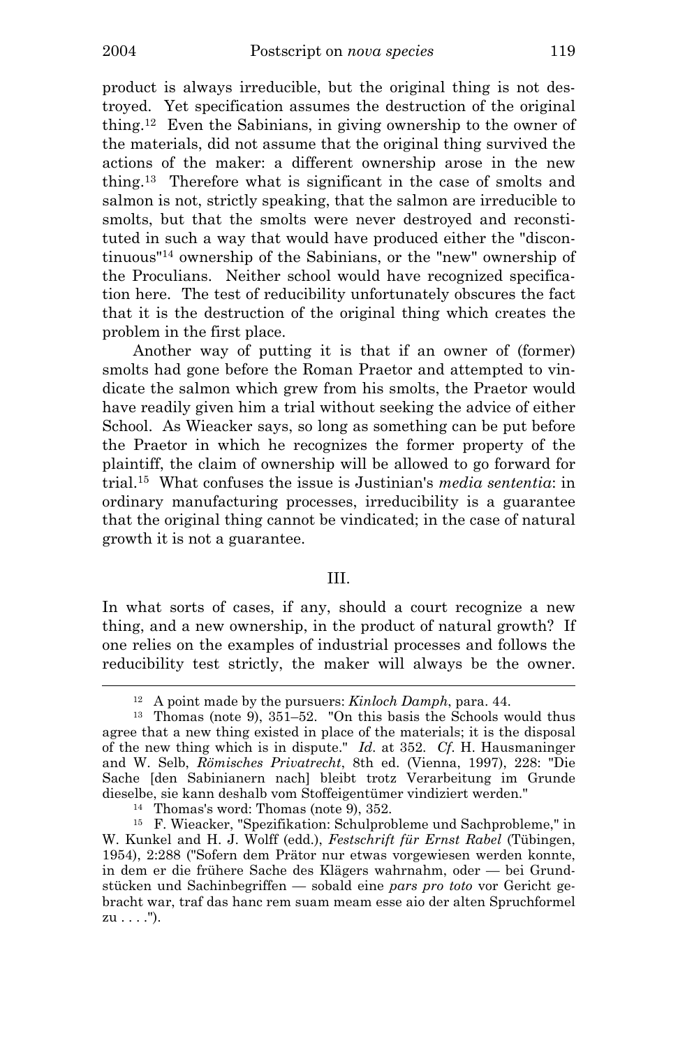product is always irreducible, but the original thing is not destroyed. Yet specification assumes the destruction of the original thing.[12] Even the Sabinians, in giving ownership to the owner of the materials, did not assume that the original thing survived the actions of the maker: a different ownership arose in the new thing.[13] Therefore what is significant in the case of smolts and salmon is not, strictly speaking, that the salmon are irreducible to smolts, but that the smolts were never destroyed and reconstituted in such a way that would have produced either the "discontinuous"[14] ownership of the Sabinians, or the "new" ownership of the Proculians. Neither school would have recognized specification here. The test of reducibility unfortunately obscures the fact that it is the destruction of the original thing which creates the problem in the first place.

Another way of putting it is that if an owner of (former) smolts had gone before the Roman Praetor and attempted to vindicate the salmon which grew from his smolts, the Praetor would have readily given him a trial without seeking the advice of either School. As Wieacker says, so long as something can be put before the Praetor in which he recognizes the former property of the plaintiff, the claim of ownership will be allowed to go forward for trial.[15] What confuses the issue is Justinian's *media sententia*: in ordinary manufacturing processes, irreducibility is a guarantee that the original thing cannot be vindicated; in the case of natural growth it is not a guarantee.

## III.

In what sorts of cases, if any, should a court recognize a new thing, and a new ownership, in the product of natural growth? If one relies on the examples of industrial processes and follows the reducibility test strictly, the maker will always be the owner.

---

[12] A point made by the pursuers: *Kinloch Damph*, para. 44.

[13] Thomas (note 9), 351–52. "On this basis the Schools would thus agree that a new thing existed in place of the materials; it is the disposal of the new thing which is in dispute." *Id*. at 352. *Cf*. H. Hausmaninger and W. Selb, *Römisches Privatrecht*, 8th ed. (Vienna, 1997), 228: "Die Sache [den Sabinianern nach] bleibt trotz Verarbeitung im Grunde dieselbe, sie kann deshalb vom Stoffeigentümer vindiziert werden."

[14] Thomas's word: Thomas (note 9), 352.

[15] F. Wieacker, "Spezifikation: Schulprobleme und Sachprobleme," in W. Kunkel and H. J. Wolff (edd.), *Festschrift für Ernst Rabel* (Tübingen, 1954), 2:288 ("Sofern dem Prätor nur etwas vorgewiesen werden konnte, in dem er die frühere Sache des Klägers wahrnahm, oder — bei Grundstücken und Sachinbegriffen — sobald eine *pars pro toto* vor Gericht gebracht war, traf das hanc rem suam meam esse aio der alten Spruchformel zu . . . .").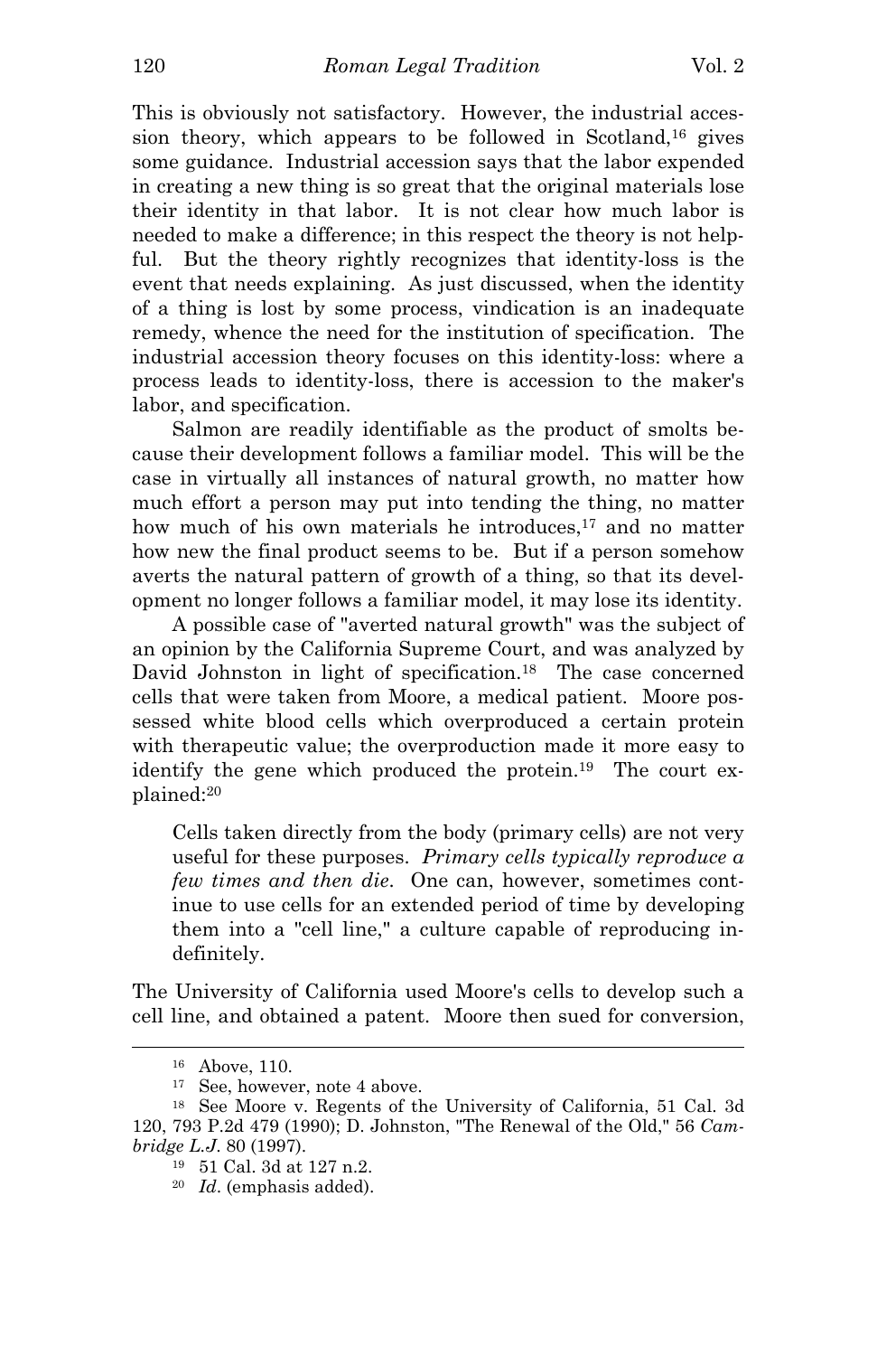This is obviously not satisfactory. However, the industrial accession theory, which appears to be followed in Scotland,[16] gives some guidance. Industrial accession says that the labor expended in creating a new thing is so great that the original materials lose their identity in that labor. It is not clear how much labor is needed to make a difference; in this respect the theory is not helpful. But the theory rightly recognizes that identity-loss is the event that needs explaining. As just discussed, when the identity of a thing is lost by some process, vindication is an inadequate remedy, whence the need for the institution of specification. The industrial accession theory focuses on this identity-loss: where a process leads to identity-loss, there is accession to the maker's labor, and specification.

Salmon are readily identifiable as the product of smolts because their development follows a familiar model. This will be the case in virtually all instances of natural growth, no matter how much effort a person may put into tending the thing, no matter how much of his own materials he introduces,[17] and no matter how new the final product seems to be. But if a person somehow averts the natural pattern of growth of a thing, so that its development no longer follows a familiar model, it may lose its identity.

A possible case of "averted natural growth" was the subject of an opinion by the California Supreme Court, and was analyzed by David Johnston in light of specification.[18] The case concerned cells that were taken from Moore, a medical patient. Moore possessed white blood cells which overproduced a certain protein with therapeutic value; the overproduction made it more easy to identify the gene which produced the protein.[19] The court explained:[20]

> Cells taken directly from the body (primary cells) are not very useful for these purposes. *Primary cells typically reproduce a few times and then die*. One can, however, sometimes continue to use cells for an extended period of time by developing them into a "cell line," a culture capable of reproducing indefinitely.

The University of California used Moore's cells to develop such a cell line, and obtained a patent. Moore then sued for conversion,

---

[16] Above, 110.

[17] See, however, note 4 above.

[18] See Moore v. Regents of the University of California, 51 Cal. 3d 120, 793 P.2d 479 (1990); D. Johnston, "The Renewal of the Old," 56 *Cambridge L.J.* 80 (1997).

[19] 51 Cal. 3d at 127 n.2.

[20] *Id*. (emphasis added).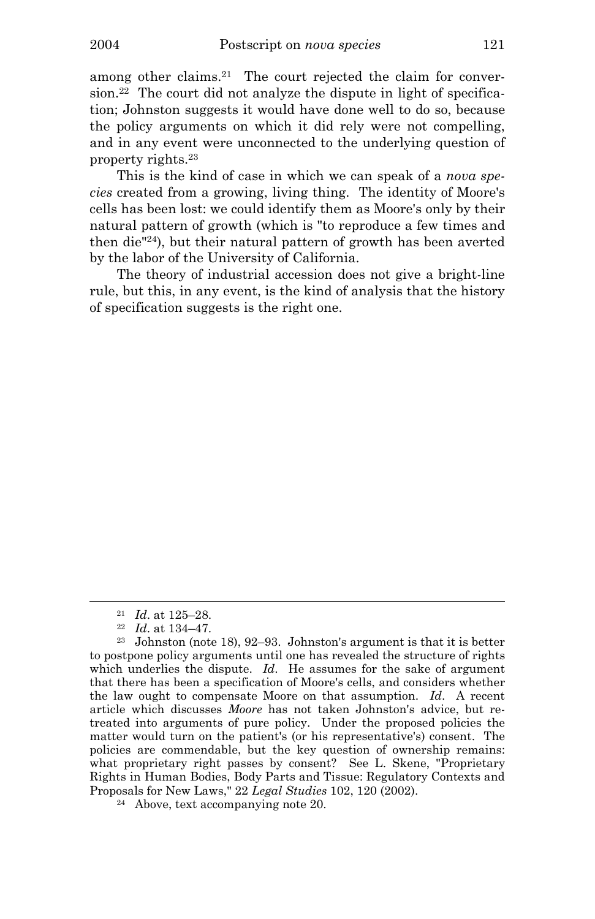among other claims.[21] The court rejected the claim for conversion.[22] The court did not analyze the dispute in light of specification; Johnston suggests it would have done well to do so, because the policy arguments on which it did rely were not compelling, and in any event were unconnected to the underlying question of property rights.[23]

This is the kind of case in which we can speak of a *nova species* created from a growing, living thing. The identity of Moore's cells has been lost: we could identify them as Moore's only by their natural pattern of growth (which is "to reproduce a few times and then die"[24]), but their natural pattern of growth has been averted by the labor of the University of California.

The theory of industrial accession does not give a bright-line rule, but this, in any event, is the kind of analysis that the history of specification suggests is the right one.

---

[21] *Id*. at 125–28.

[22] *Id*. at 134–47.

[23] Johnston (note 18), 92–93. Johnston's argument is that it is better to postpone policy arguments until one has revealed the structure of rights which underlies the dispute. *Id*. He assumes for the sake of argument that there has been a specification of Moore's cells, and considers whether the law ought to compensate Moore on that assumption. *Id*. A recent article which discusses *Moore* has not taken Johnston's advice, but retreated into arguments of pure policy. Under the proposed policies the matter would turn on the patient's (or his representative's) consent. The policies are commendable, but the key question of ownership remains: what proprietary right passes by consent? See L. Skene, "Proprietary Rights in Human Bodies, Body Parts and Tissue: Regulatory Contexts and Proposals for New Laws," 22 *Legal Studies* 102, 120 (2002).

[24] Above, text accompanying note 20.